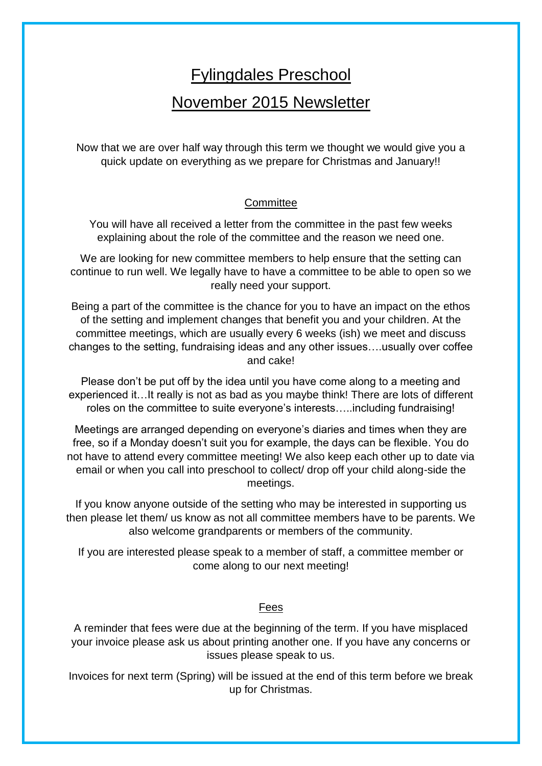# Fylingdales Preschool

# November 2015 Newsletter

Now that we are over half way through this term we thought we would give you a quick update on everything as we prepare for Christmas and January!!

## Committee

You will have all received a letter from the committee in the past few weeks explaining about the role of the committee and the reason we need one.

We are looking for new committee members to help ensure that the setting can continue to run well. We legally have to have a committee to be able to open so we really need your support.

Being a part of the committee is the chance for you to have an impact on the ethos of the setting and implement changes that benefit you and your children. At the committee meetings, which are usually every 6 weeks (ish) we meet and discuss changes to the setting, fundraising ideas and any other issues….usually over coffee and cake!

Please don't be put off by the idea until you have come along to a meeting and experienced it…It really is not as bad as you maybe think! There are lots of different roles on the committee to suite everyone's interests…..including fundraising!

Meetings are arranged depending on everyone's diaries and times when they are free, so if a Monday doesn't suit you for example, the days can be flexible. You do not have to attend every committee meeting! We also keep each other up to date via email or when you call into preschool to collect/ drop off your child along-side the meetings.

If you know anyone outside of the setting who may be interested in supporting us then please let them/ us know as not all committee members have to be parents. We also welcome grandparents or members of the community.

If you are interested please speak to a member of staff, a committee member or come along to our next meeting!

## Fees

A reminder that fees were due at the beginning of the term. If you have misplaced your invoice please ask us about printing another one. If you have any concerns or issues please speak to us.

Invoices for next term (Spring) will be issued at the end of this term before we break up for Christmas.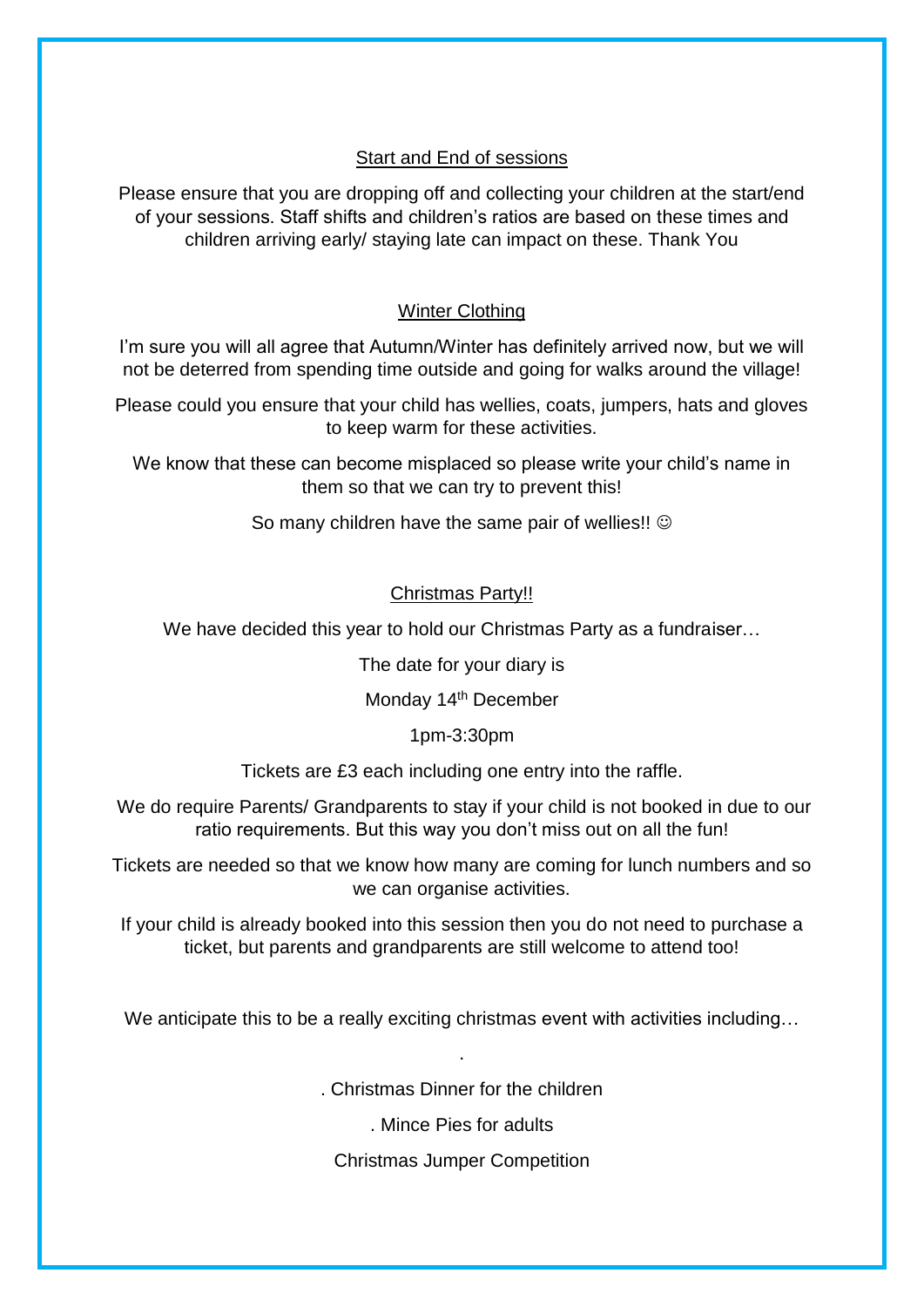## Start and End of sessions

Please ensure that you are dropping off and collecting your children at the start/end of your sessions. Staff shifts and children's ratios are based on these times and children arriving early/ staying late can impact on these. Thank You

## Winter Clothing

I'm sure you will all agree that Autumn/Winter has definitely arrived now, but we will not be deterred from spending time outside and going for walks around the village!

Please could you ensure that your child has wellies, coats, jumpers, hats and gloves to keep warm for these activities.

We know that these can become misplaced so please write your child's name in them so that we can try to prevent this!

So many children have the same pair of wellies!! ☺

## Christmas Party!!

We have decided this year to hold our Christmas Party as a fundraiser…

The date for your diary is

Monday 14th December

1pm-3:30pm

Tickets are £3 each including one entry into the raffle.

We do require Parents/ Grandparents to stay if your child is not booked in due to our ratio requirements. But this way you don't miss out on all the fun!

Tickets are needed so that we know how many are coming for lunch numbers and so we can organise activities.

If your child is already booked into this session then you do not need to purchase a ticket, but parents and grandparents are still welcome to attend too!

We anticipate this to be a really exciting christmas event with activities including…

- Christmas Dinner for the children
- Mince Pies for adults
- Christmas Jumper Competition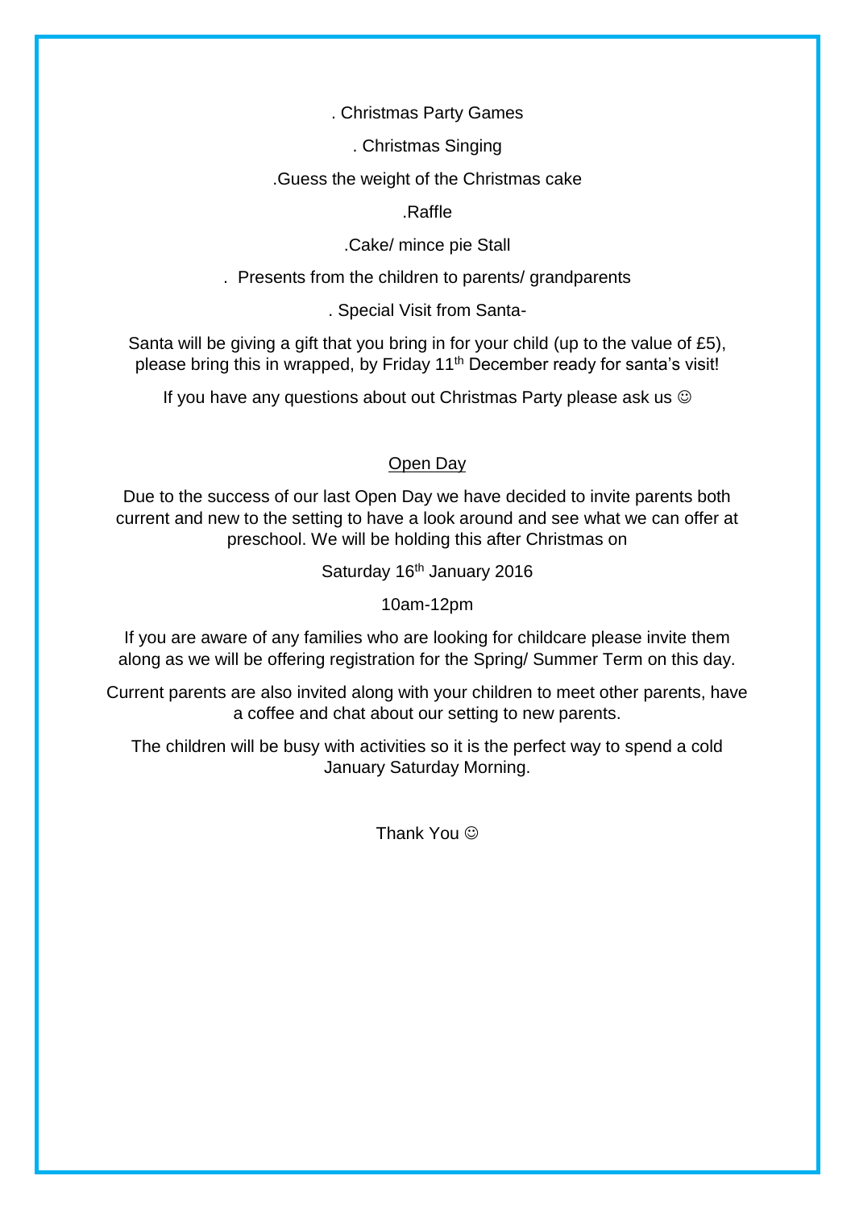. Christmas Party Games

. Christmas Singing

.Guess the weight of the Christmas cake

.Raffle

.Cake/ mince pie Stall

. Presents from the children to parents/ grandparents

. Special Visit from Santa-

Santa will be giving a gift that you bring in for your child (up to the value of £5), please bring this in wrapped, by Friday 11th December ready for santa's visit!

If you have any questions about out Christmas Party please ask us ☺

## Open Day

Due to the success of our last Open Day we have decided to invite parents both current and new to the setting to have a look around and see what we can offer at preschool. We will be holding this after Christmas on

Saturday 16th January 2016

10am-12pm

If you are aware of any families who are looking for childcare please invite them along as we will be offering registration for the Spring/ Summer Term on this day.

Current parents are also invited along with your children to meet other parents, have a coffee and chat about our setting to new parents.

The children will be busy with activities so it is the perfect way to spend a cold January Saturday Morning.

Thank You ☺